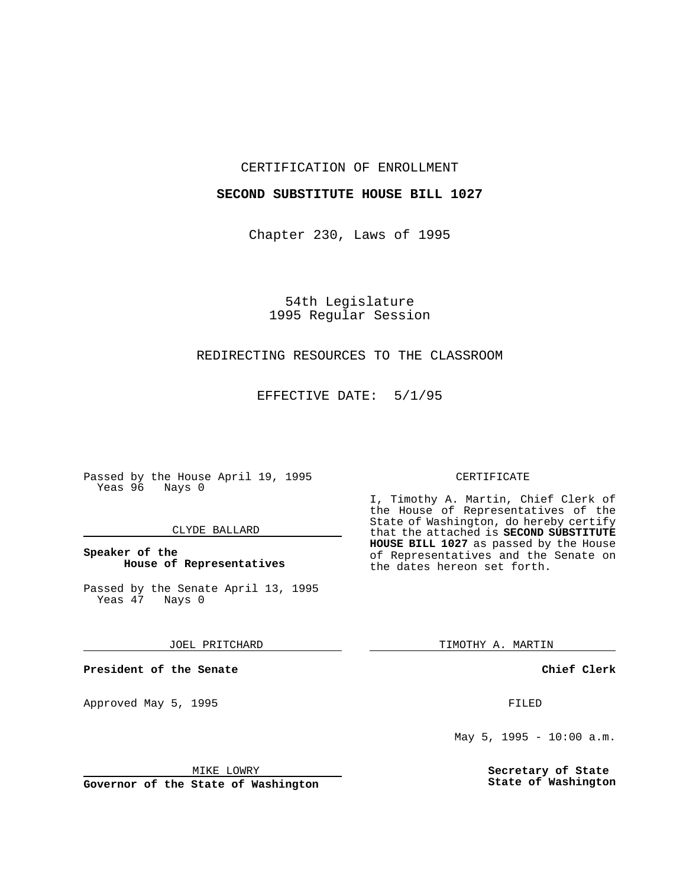CERTIFICATION OF ENROLLMENT

**SECOND SUBSTITUTE HOUSE BILL 1027**

Chapter 230, Laws of 1995

54th Legislature
1995 Regular Session

REDIRECTING RESOURCES TO THE CLASSROOM

EFFECTIVE DATE: 5/1/95

Passed by the House April 19, 1995
Yeas 96 Nays 0

CLYDE BALLARD

**Speaker of the House of Representatives**

Passed by the Senate April 13, 1995
Yeas 47 Nays 0

JOEL PRITCHARD

**President of the Senate**

Approved May 5, 1995

MIKE LOWRY

**Governor of the State of Washington**

CERTIFICATE

I, Timothy A. Martin, Chief Clerk of the House of Representatives of the State of Washington, do hereby certify that the attached is **SECOND SUBSTITUTE HOUSE BILL 1027** as passed by the House of Representatives and the Senate on the dates hereon set forth.

TIMOTHY A. MARTIN

**Chief Clerk**

FILED

May 5, 1995 - 10:00 a.m.

**Secretary of State State of Washington**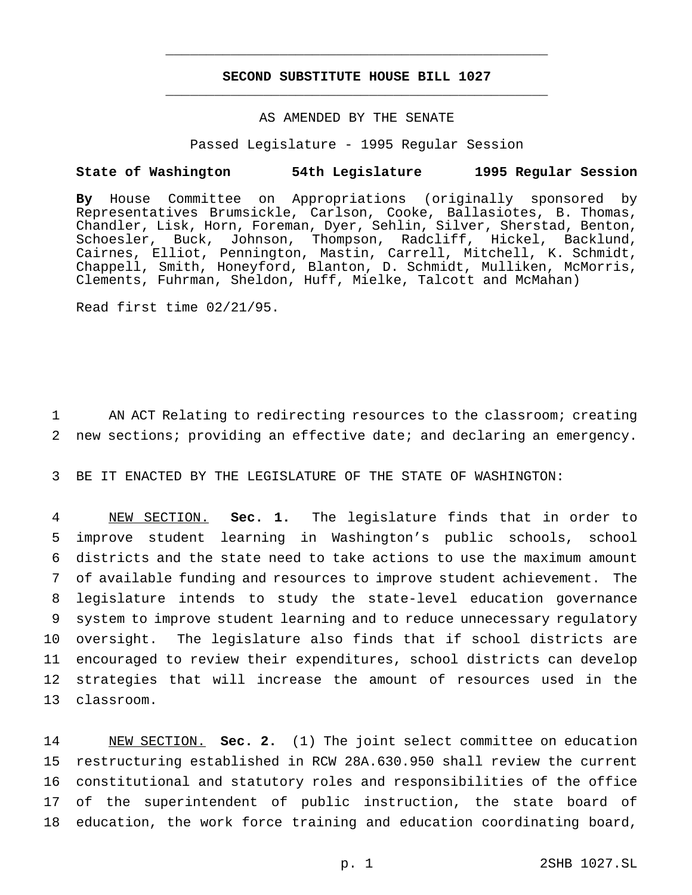# SECOND SUBSTITUTE HOUSE BILL 1027

AS AMENDED BY THE SENATE

Passed Legislature - 1995 Regular Session

**State of Washington 54th Legislature 1995 Regular Session**

**By** House Committee on Appropriations (originally sponsored by Representatives Brumsickle, Carlson, Cooke, Ballasiotes, B. Thomas, Chandler, Lisk, Horn, Foreman, Dyer, Sehlin, Silver, Sherstad, Benton, Schoesler, Buck, Johnson, Thompson, Radcliff, Hickel, Backlund, Cairnes, Elliot, Pennington, Mastin, Carrell, Mitchell, K. Schmidt, Chappell, Smith, Honeyford, Blanton, D. Schmidt, Mulliken, McMorris, Clements, Fuhrman, Sheldon, Huff, Mielke, Talcott and McMahan)

Read first time 02/21/95.

AN ACT Relating to redirecting resources to the classroom; creating new sections; providing an effective date; and declaring an emergency.

BE IT ENACTED BY THE LEGISLATURE OF THE STATE OF WASHINGTON:

NEW SECTION. **Sec. 1.** The legislature finds that in order to improve student learning in Washington's public schools, school districts and the state need to take actions to use the maximum amount of available funding and resources to improve student achievement. The legislature intends to study the state-level education governance system to improve student learning and to reduce unnecessary regulatory oversight. The legislature also finds that if school districts are encouraged to review their expenditures, school districts can develop strategies that will increase the amount of resources used in the classroom.

NEW SECTION. **Sec. 2.** (1) The joint select committee on education restructuring established in RCW 28A.630.950 shall review the current constitutional and statutory roles and responsibilities of the office of the superintendent of public instruction, the state board of education, the work force training and education coordinating board,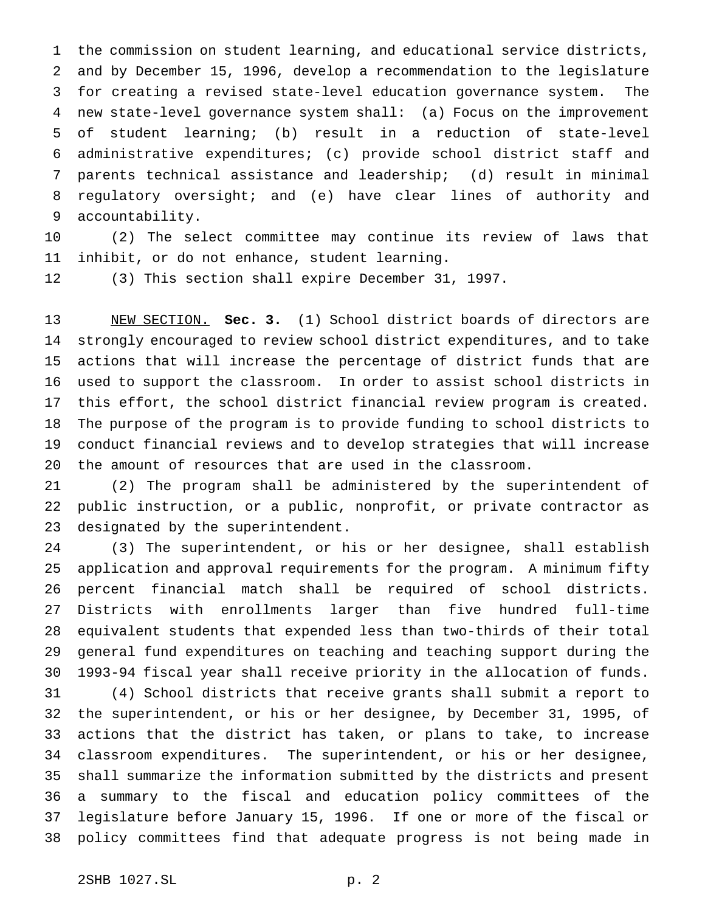the commission on student learning, and educational service districts, and by December 15, 1996, develop a recommendation to the legislature for creating a revised state-level education governance system. The new state-level governance system shall: (a) Focus on the improvement of student learning; (b) result in a reduction of state-level administrative expenditures; (c) provide school district staff and parents technical assistance and leadership; (d) result in minimal regulatory oversight; and (e) have clear lines of authority and accountability.

(2) The select committee may continue its review of laws that inhibit, or do not enhance, student learning.

(3) This section shall expire December 31, 1997.

NEW SECTION. **Sec. 3.** (1) School district boards of directors are strongly encouraged to review school district expenditures, and to take actions that will increase the percentage of district funds that are used to support the classroom. In order to assist school districts in this effort, the school district financial review program is created. The purpose of the program is to provide funding to school districts to conduct financial reviews and to develop strategies that will increase the amount of resources that are used in the classroom.

(2) The program shall be administered by the superintendent of public instruction, or a public, nonprofit, or private contractor as designated by the superintendent.

(3) The superintendent, or his or her designee, shall establish application and approval requirements for the program. A minimum fifty percent financial match shall be required of school districts. Districts with enrollments larger than five hundred full-time equivalent students that expended less than two-thirds of their total general fund expenditures on teaching and teaching support during the 1993-94 fiscal year shall receive priority in the allocation of funds.

(4) School districts that receive grants shall submit a report to the superintendent, or his or her designee, by December 31, 1995, of actions that the district has taken, or plans to take, to increase classroom expenditures. The superintendent, or his or her designee, shall summarize the information submitted by the districts and present a summary to the fiscal and education policy committees of the legislature before January 15, 1996. If one or more of the fiscal or policy committees find that adequate progress is not being made in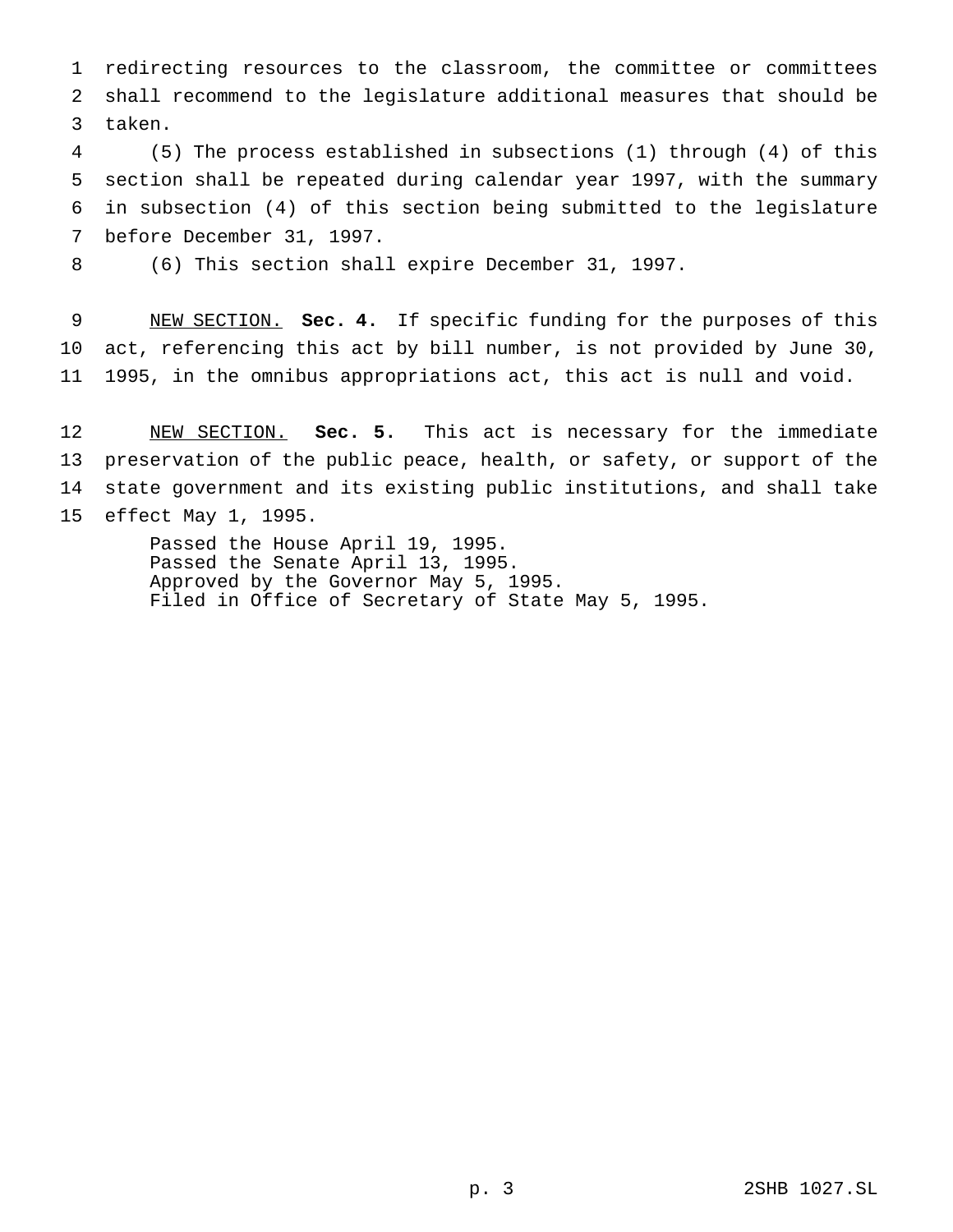redirecting resources to the classroom, the committee or committees shall recommend to the legislature additional measures that should be taken.

(5) The process established in subsections (1) through (4) of this section shall be repeated during calendar year 1997, with the summary in subsection (4) of this section being submitted to the legislature before December 31, 1997.

(6) This section shall expire December 31, 1997.

NEW SECTION. **Sec. 4.** If specific funding for the purposes of this act, referencing this act by bill number, is not provided by June 30, 1995, in the omnibus appropriations act, this act is null and void.

NEW SECTION. **Sec. 5.** This act is necessary for the immediate preservation of the public peace, health, or safety, or support of the state government and its existing public institutions, and shall take effect May 1, 1995.

Passed the House April 19, 1995.
Passed the Senate April 13, 1995.
Approved by the Governor May 5, 1995.
Filed in Office of Secretary of State May 5, 1995.